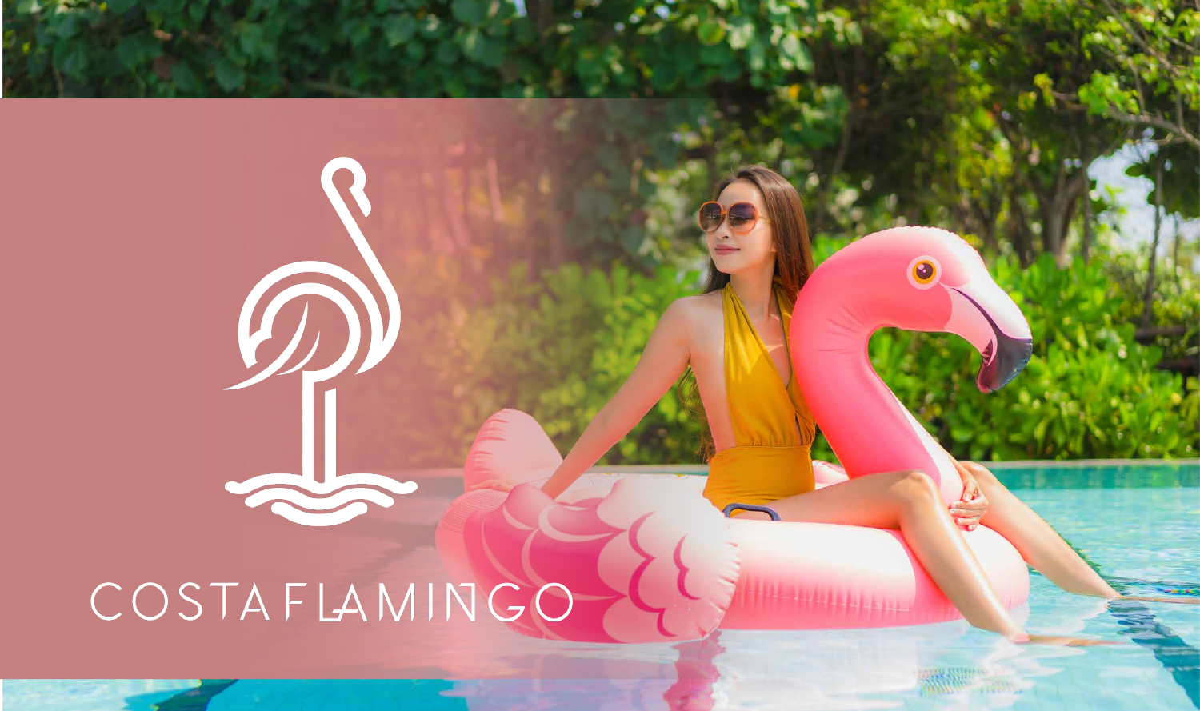# COSTA FLAMINGO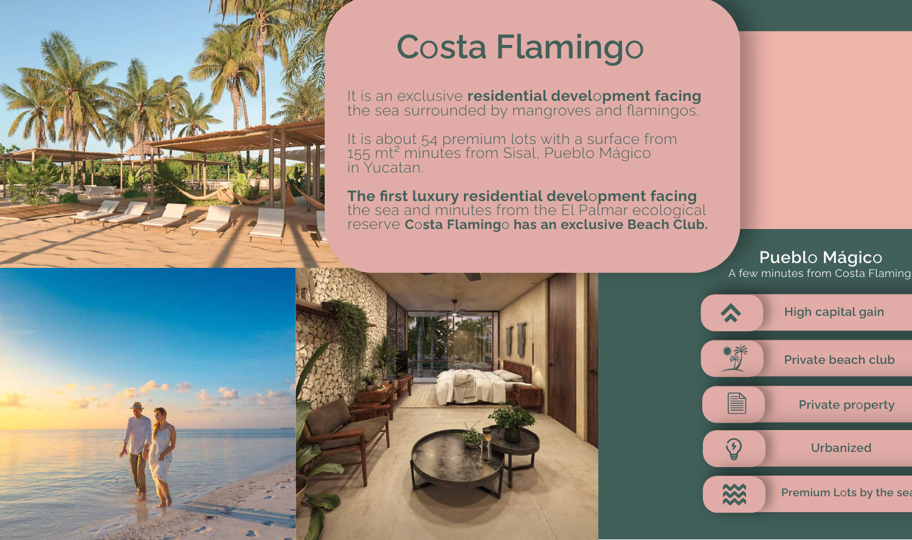# Costa Flamingo

It is an exclusive **residential development facing** the sea surrounded by mangroves and flamingos.

It is about 54 premium lots with a surface from 155 $mt^2$ minutes from Sisal, Pueblo Mágico in Yucatan.

**The first luxury residential development facing** the sea and minutes from the El Palmar ecological reserve **Costa Flamingo has an exclusive Beach Club.**

## Pueblo Mágico

A few minutes from Costa Flaming

- High capital gain
- Private beach club
- Private property
- Urbanized
- Premium Lots by the sea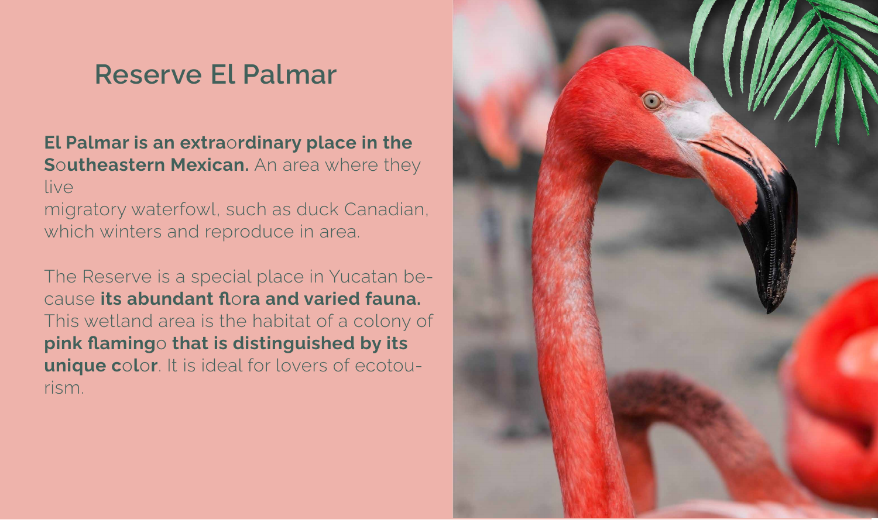# Reserve El Palmar

**El Palmar is an extraordinary place in the Southeastern Mexican.** An area where they live
migratory waterfowl, such as duck Canadian, which winters and reproduce in area.

The Reserve is a special place in Yucatan because **its abundant flora and varied fauna.** This wetland area is the habitat of a colony of **pink flamingo that is distinguished by its unique color**. It is ideal for lovers of ecotourism.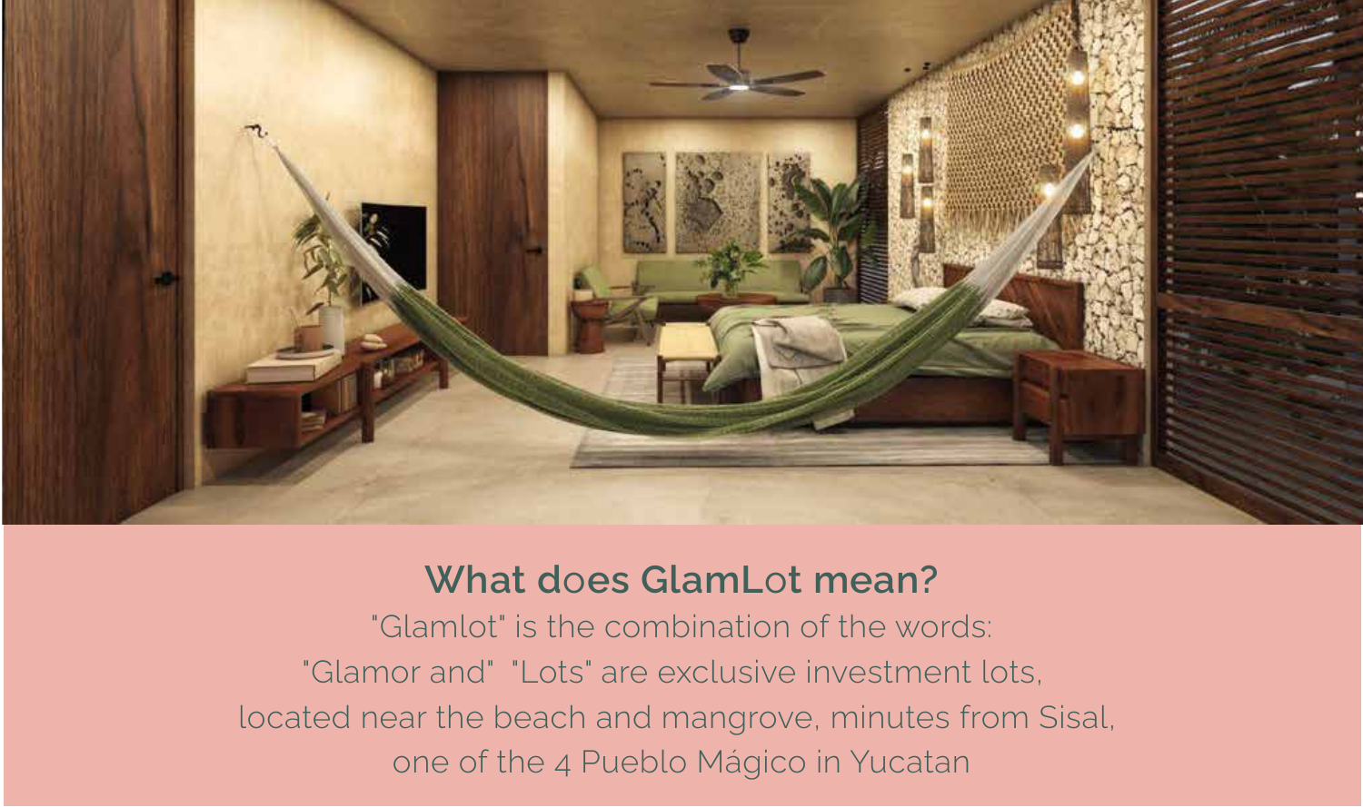## What does GlamLot mean?

"Glamlot" is the combination of the words:
"Glamor and" "Lots" are exclusive investment lots,
located near the beach and mangrove, minutes from Sisal,
one of the 4 Pueblo Mágico in Yucatan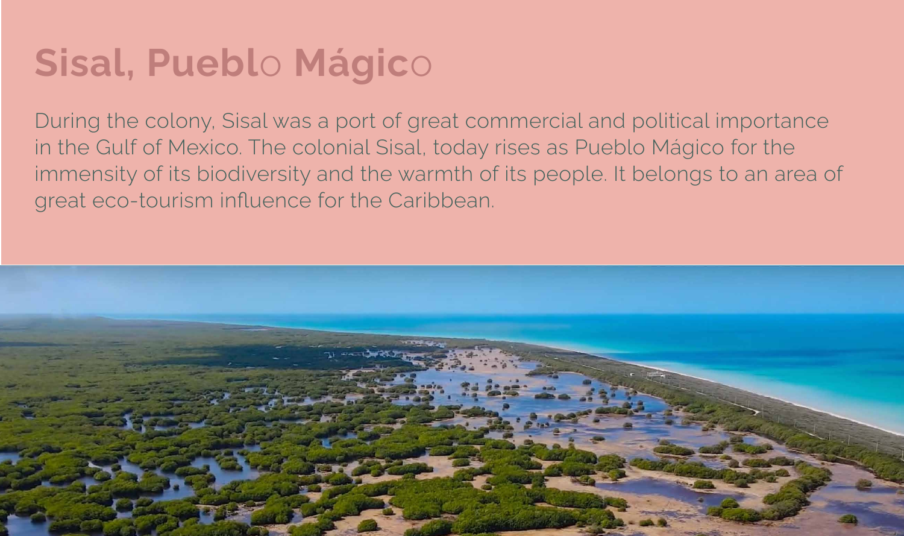# Sisal, Pueblo Mágico

During the colony, Sisal was a port of great commercial and political importance in the Gulf of Mexico. The colonial Sisal, today rises as Pueblo Mágico for the immensity of its biodiversity and the warmth of its people. It belongs to an area of great eco-tourism influence for the Caribbean.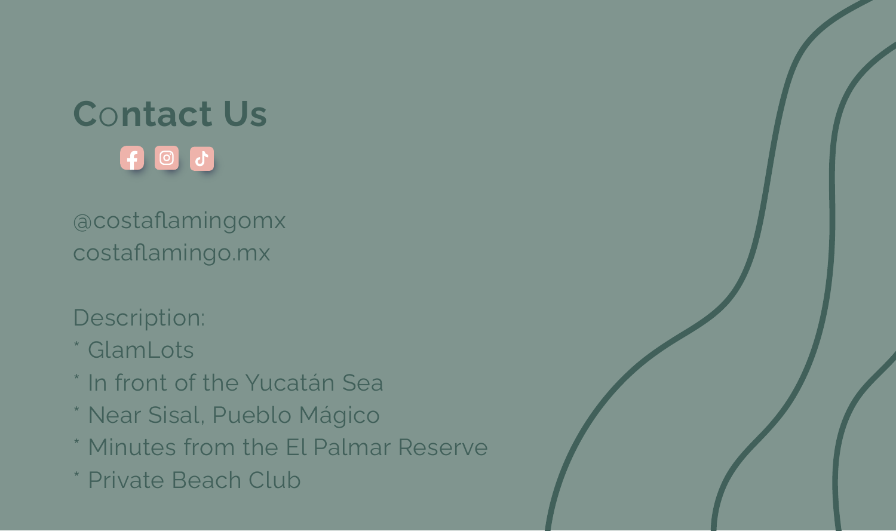# Contact Us

@costaflamingomx
costaflamingo.mx

Description:
* GlamLots
* In front of the Yucatán Sea
* Near Sisal, Pueblo Mágico
* Minutes from the El Palmar Reserve
* Private Beach Club